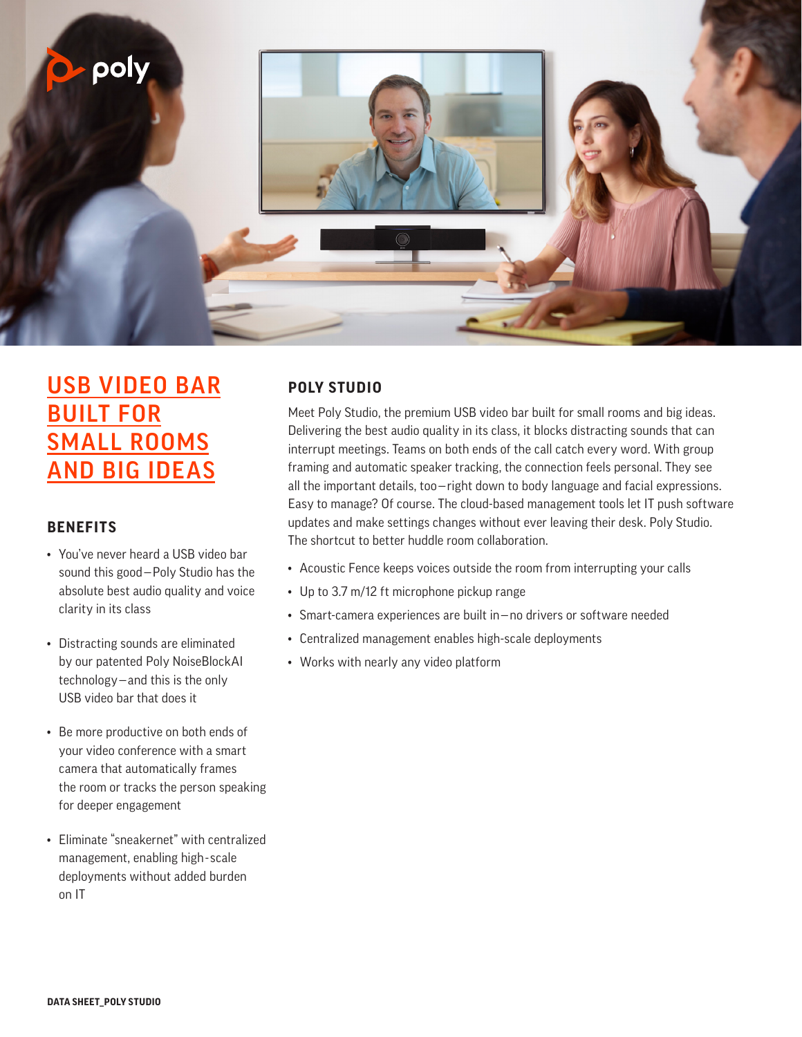# USB VIDEO BAR BUILT FOR SMALL ROOMS AND BIG IDEAS

## BENEFITS

- You've never heard a USB video bar sound this good—Poly Studio has the absolute best audio quality and voice clarity in its class
- Distracting sounds are eliminated by our patented Poly NoiseBlockAI technology—and this is the only USB video bar that does it
- Be more productive on both ends of your video conference with a smart camera that automatically frames the room or tracks the person speaking for deeper engagement
- Eliminate "sneakernet" with centralized management, enabling high-scale deployments without added burden on IT

## POLY STUDIO

Meet Poly Studio, the premium USB video bar built for small rooms and big ideas. Delivering the best audio quality in its class, it blocks distracting sounds that can interrupt meetings. Teams on both ends of the call catch every word. With group framing and automatic speaker tracking, the connection feels personal. They see all the important details, too—right down to body language and facial expressions. Easy to manage? Of course. The cloud-based management tools let IT push software updates and make settings changes without ever leaving their desk. Poly Studio. The shortcut to better huddle room collaboration.

- Acoustic Fence keeps voices outside the room from interrupting your calls
- Up to 3.7 m/12 ft microphone pickup range
- Smart-camera experiences are built in—no drivers or software needed
- Centralized management enables high-scale deployments
- Works with nearly any video platform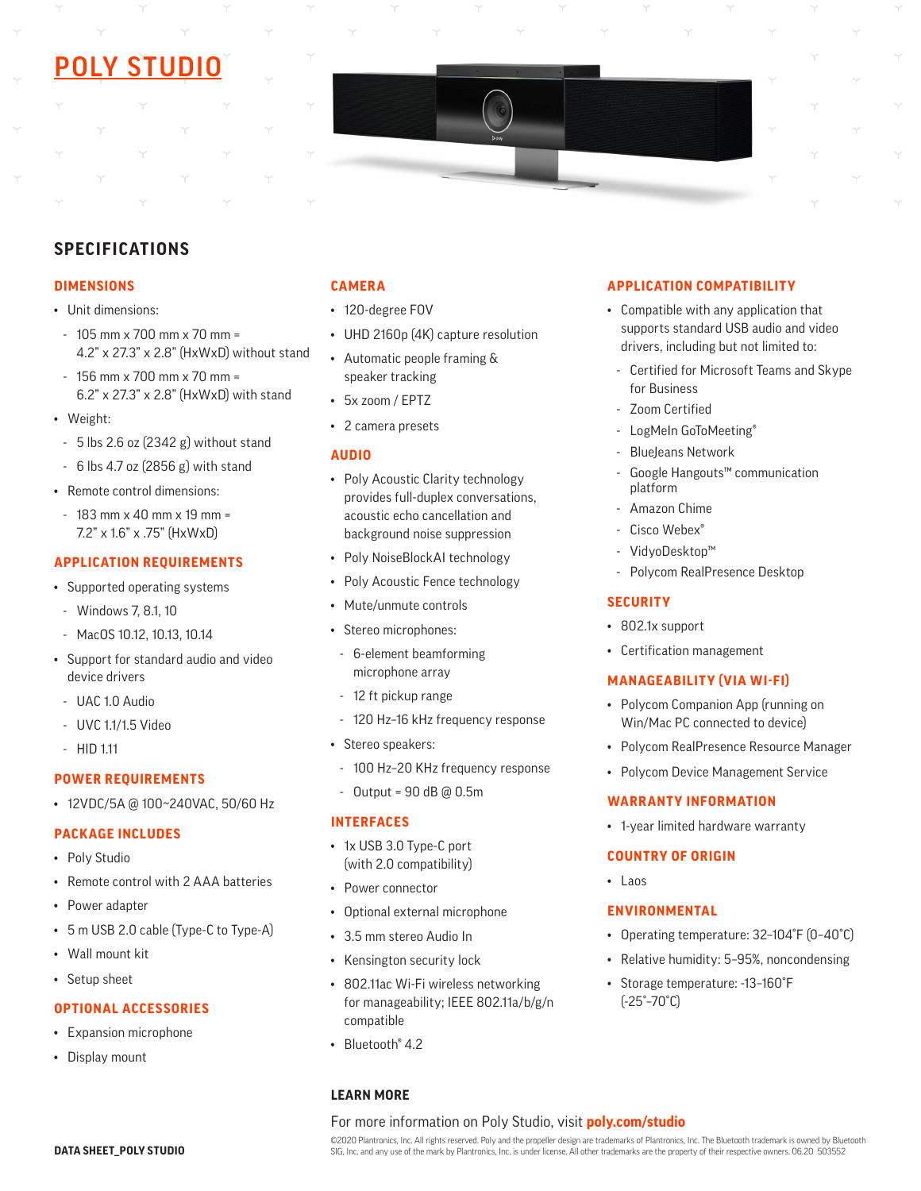# POLY STUDIO

## SPECIFICATIONS

### DIMENSIONS

- Unit dimensions:
  - 105 mm x 700 mm x 70 mm = 4.2" x 27.3" x 2.8" (HxWxD) without stand
  - 156 mm x 700 mm x 70 mm = 6.2" x 27.3" x 2.8" (HxWxD) with stand
- Weight:
  - 5 lbs 2.6 oz (2342 g) without stand
  - 6 lbs 4.7 oz (2856 g) with stand
- Remote control dimensions:
  - 183 mm x 40 mm x 19 mm = 7.2" x 1.6" x .75" (HxWxD)

### APPLICATION REQUIREMENTS

- Supported operating systems
  - Windows 7, 8.1, 10
  - MacOS 10.12, 10.13, 10.14
- Support for standard audio and video device drivers
  - UAC 1.0 Audio
  - UVC 1.1/1.5 Video
  - HID 1.11

### POWER REQUIREMENTS

- 12VDC/5A @ 100~240VAC, 50/60 Hz

### PACKAGE INCLUDES

- Poly Studio
- Remote control with 2 AAA batteries
- Power adapter
- 5 m USB 2.0 cable (Type-C to Type-A)
- Wall mount kit
- Setup sheet

### OPTIONAL ACCESSORIES

- Expansion microphone
- Display mount

### CAMERA

- 120-degree FOV
- UHD 2160p (4K) capture resolution
- Automatic people framing & speaker tracking
- 5x zoom / EPTZ
- 2 camera presets

### AUDIO

- Poly Acoustic Clarity technology provides full-duplex conversations, acoustic echo cancellation and background noise suppression
- Poly NoiseBlockAI technology
- Poly Acoustic Fence technology
- Mute/unmute controls
- Stereo microphones:
  - 6-element beamforming microphone array
  - 12 ft pickup range
  - 120 Hz–16 kHz frequency response
- Stereo speakers:
  - 100 Hz–20 KHz frequency response
  - Output = 90 dB @ 0.5m

### INTERFACES

- 1x USB 3.0 Type-C port (with 2.0 compatibility)
- Power connector
- Optional external microphone
- 3.5 mm stereo Audio In
- Kensington security lock
- 802.11ac Wi-Fi wireless networking for manageability; IEEE 802.11a/b/g/n compatible
- Bluetooth® 4.2

### APPLICATION COMPATIBILITY

- Compatible with any application that supports standard USB audio and video drivers, including but not limited to:
  - Certified for Microsoft Teams and Skype for Business
  - Zoom Certified
  - LogMeIn GoToMeeting®
  - BlueJeans Network
  - Google Hangouts™ communication platform
  - Amazon Chime
  - Cisco Webex®
  - VidyoDesktop™
  - Polycom RealPresence Desktop

### SECURITY

- 802.1x support
- Certification management

### MANAGEABILITY (VIA WI-FI)

- Polycom Companion App (running on Win/Mac PC connected to device)
- Polycom RealPresence Resource Manager
- Polycom Device Management Service

### WARRANTY INFORMATION

- 1-year limited hardware warranty

### COUNTRY OF ORIGIN

- Laos

### ENVIRONMENTAL

- Operating temperature: 32–104°F (0–40°C)
- Relative humidity: 5–95%, noncondensing
- Storage temperature: -13–160°F (-25°–70°C)

### LEARN MORE

For more information on Poly Studio, visit **poly.com/studio**

©2020 Plantronics, Inc. All rights reserved. Poly and the propeller design are trademarks of Plantronics, Inc. The Bluetooth trademark is owned by Bluetooth SIG, Inc. and any use of the mark by Plantronics, Inc. is under license. All other trademarks are the property of their respective owners. 06.20 503552

DATA SHEET_POLY STUDIO